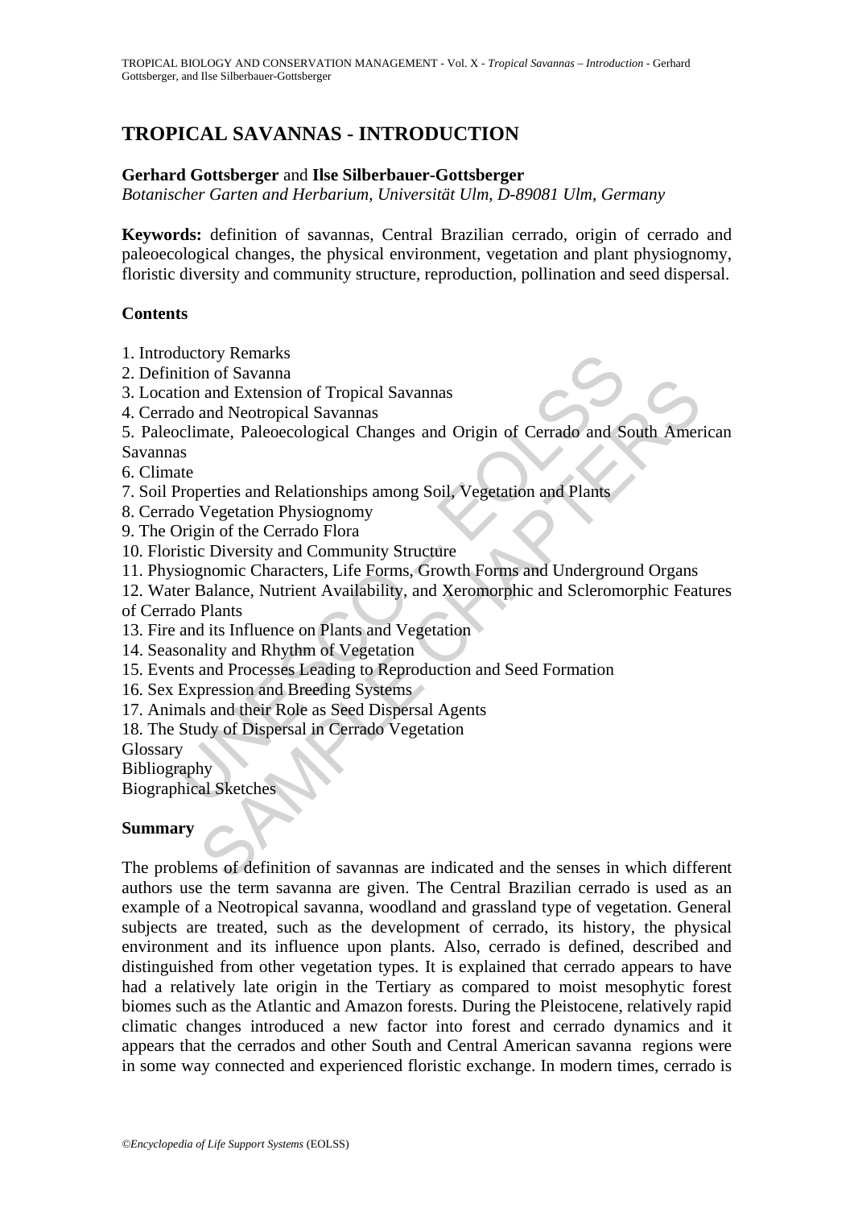# TROPICAL SAVANNAS - INTRODUCTION

**Gerhard Gottsberger** and **Ilse Silberbauer-Gottsberger**
*Botanischer Garten and Herbarium, Universität Ulm, D-89081 Ulm, Germany*

**Keywords:** definition of savannas, Central Brazilian cerrado, origin of cerrado and paleoecological changes, the physical environment, vegetation and plant physiognomy, floristic diversity and community structure, reproduction, pollination and seed dispersal.

## Contents

1. Introductory Remarks
2. Definition of Savanna
3. Location and Extension of Tropical Savannas
4. Cerrado and Neotropical Savannas
5. Paleoclimate, Paleoecological Changes and Origin of Cerrado and South American Savannas
6. Climate
7. Soil Properties and Relationships among Soil, Vegetation and Plants
8. Cerrado Vegetation Physiognomy
9. The Origin of the Cerrado Flora
10. Floristic Diversity and Community Structure
11. Physiognomic Characters, Life Forms, Growth Forms and Underground Organs
12. Water Balance, Nutrient Availability, and Xeromorphic and Scleromorphic Features of Cerrado Plants
13. Fire and its Influence on Plants and Vegetation
14. Seasonality and Rhythm of Vegetation
15. Events and Processes Leading to Reproduction and Seed Formation
16. Sex Expression and Breeding Systems
17. Animals and their Role as Seed Dispersal Agents
18. The Study of Dispersal in Cerrado Vegetation

Glossary
Bibliography
Biographical Sketches

## Summary

The problems of definition of savannas are indicated and the senses in which different authors use the term savanna are given. The Central Brazilian cerrado is used as an example of a Neotropical savanna, woodland and grassland type of vegetation. General subjects are treated, such as the development of cerrado, its history, the physical environment and its influence upon plants. Also, cerrado is defined, described and distinguished from other vegetation types. It is explained that cerrado appears to have had a relatively late origin in the Tertiary as compared to moist mesophytic forest biomes such as the Atlantic and Amazon forests. During the Pleistocene, relatively rapid climatic changes introduced a new factor into forest and cerrado dynamics and it appears that the cerrados and other South and Central American savanna regions were in some way connected and experienced floristic exchange. In modern times, cerrado is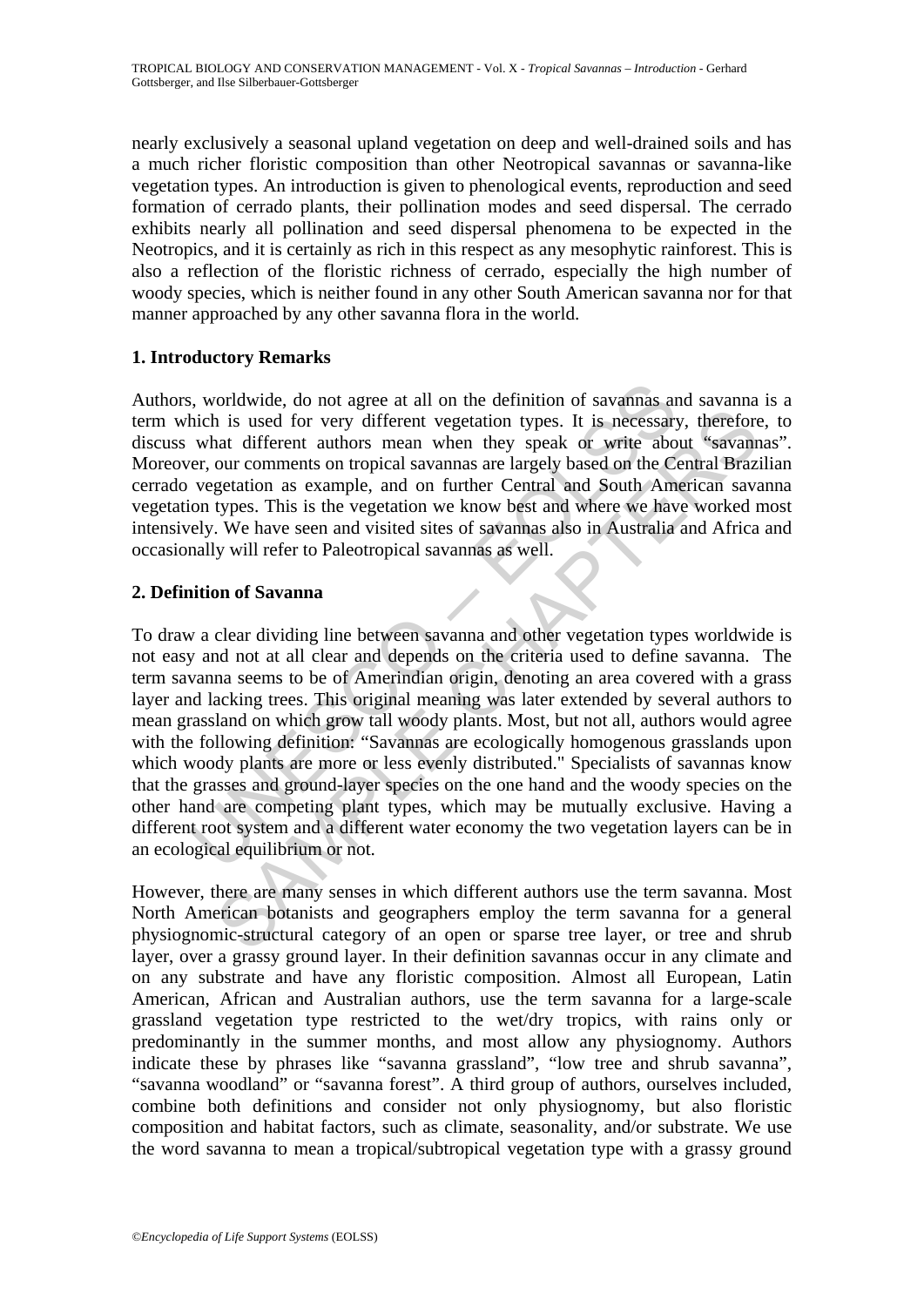nearly exclusively a seasonal upland vegetation on deep and well-drained soils and has a much richer floristic composition than other Neotropical savannas or savanna-like vegetation types. An introduction is given to phenological events, reproduction and seed formation of cerrado plants, their pollination modes and seed dispersal. The cerrado exhibits nearly all pollination and seed dispersal phenomena to be expected in the Neotropics, and it is certainly as rich in this respect as any mesophytic rainforest. This is also a reflection of the floristic richness of cerrado, especially the high number of woody species, which is neither found in any other South American savanna nor for that manner approached by any other savanna flora in the world.

## 1. Introductory Remarks

Authors, worldwide, do not agree at all on the definition of savannas and savanna is a term which is used for very different vegetation types. It is necessary, therefore, to discuss what different authors mean when they speak or write about "savannas". Moreover, our comments on tropical savannas are largely based on the Central Brazilian cerrado vegetation as example, and on further Central and South American savanna vegetation types. This is the vegetation we know best and where we have worked most intensively. We have seen and visited sites of savannas also in Australia and Africa and occasionally will refer to Paleotropical savannas as well.

## 2. Definition of Savanna

To draw a clear dividing line between savanna and other vegetation types worldwide is not easy and not at all clear and depends on the criteria used to define savanna. The term savanna seems to be of Amerindian origin, denoting an area covered with a grass layer and lacking trees. This original meaning was later extended by several authors to mean grassland on which grow tall woody plants. Most, but not all, authors would agree with the following definition: "Savannas are ecologically homogenous grasslands upon which woody plants are more or less evenly distributed." Specialists of savannas know that the grasses and ground-layer species on the one hand and the woody species on the other hand are competing plant types, which may be mutually exclusive. Having a different root system and a different water economy the two vegetation layers can be in an ecological equilibrium or not.

However, there are many senses in which different authors use the term savanna. Most North American botanists and geographers employ the term savanna for a general physiognomic-structural category of an open or sparse tree layer, or tree and shrub layer, over a grassy ground layer. In their definition savannas occur in any climate and on any substrate and have any floristic composition. Almost all European, Latin American, African and Australian authors, use the term savanna for a large-scale grassland vegetation type restricted to the wet/dry tropics, with rains only or predominantly in the summer months, and most allow any physiognomy. Authors indicate these by phrases like "savanna grassland", "low tree and shrub savanna", "savanna woodland" or "savanna forest". A third group of authors, ourselves included, combine both definitions and consider not only physiognomy, but also floristic composition and habitat factors, such as climate, seasonality, and/or substrate. We use the word savanna to mean a tropical/subtropical vegetation type with a grassy ground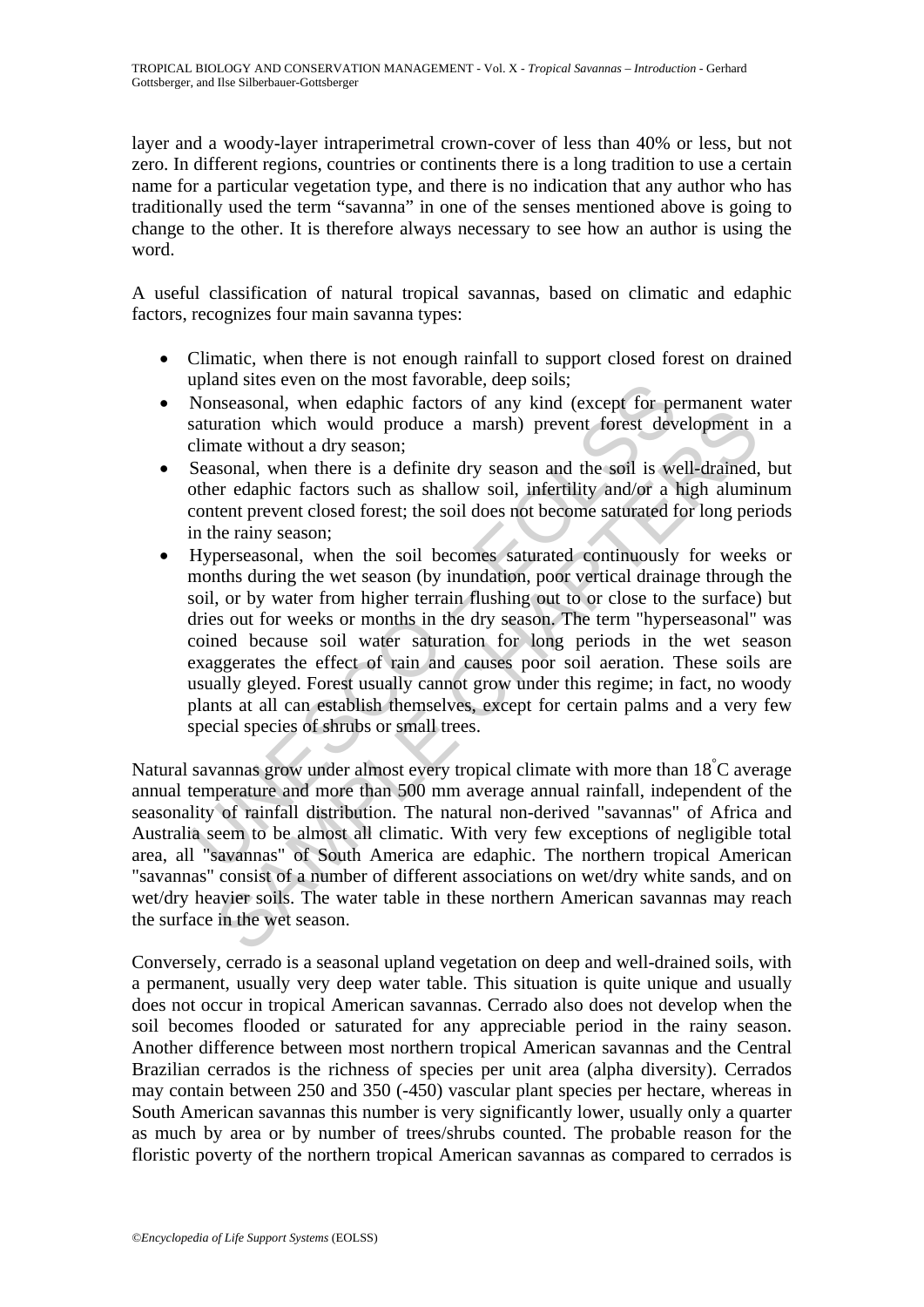layer and a woody-layer intraperimetral crown-cover of less than 40% or less, but not zero. In different regions, countries or continents there is a long tradition to use a certain name for a particular vegetation type, and there is no indication that any author who has traditionally used the term "savanna" in one of the senses mentioned above is going to change to the other. It is therefore always necessary to see how an author is using the word.

A useful classification of natural tropical savannas, based on climatic and edaphic factors, recognizes four main savanna types:

- Climatic, when there is not enough rainfall to support closed forest on drained upland sites even on the most favorable, deep soils;
- Nonseasonal, when edaphic factors of any kind (except for permanent water saturation which would produce a marsh) prevent forest development in a climate without a dry season;
- Seasonal, when there is a definite dry season and the soil is well-drained, but other edaphic factors such as shallow soil, infertility and/or a high aluminum content prevent closed forest; the soil does not become saturated for long periods in the rainy season;
- Hyperseasonal, when the soil becomes saturated continuously for weeks or months during the wet season (by inundation, poor vertical drainage through the soil, or by water from higher terrain flushing out to or close to the surface) but dries out for weeks or months in the dry season. The term "hyperseasonal" was coined because soil water saturation for long periods in the wet season exaggerates the effect of rain and causes poor soil aeration. These soils are usually gleyed. Forest usually cannot grow under this regime; in fact, no woody plants at all can establish themselves, except for certain palms and a very few special species of shrubs or small trees.

Natural savannas grow under almost every tropical climate with more than 18°C average annual temperature and more than 500 mm average annual rainfall, independent of the seasonality of rainfall distribution. The natural non-derived "savannas" of Africa and Australia seem to be almost all climatic. With very few exceptions of negligible total area, all "savannas" of South America are edaphic. The northern tropical American "savannas" consist of a number of different associations on wet/dry white sands, and on wet/dry heavier soils. The water table in these northern American savannas may reach the surface in the wet season.

Conversely, cerrado is a seasonal upland vegetation on deep and well-drained soils, with a permanent, usually very deep water table. This situation is quite unique and usually does not occur in tropical American savannas. Cerrado also does not develop when the soil becomes flooded or saturated for any appreciable period in the rainy season. Another difference between most northern tropical American savannas and the Central Brazilian cerrados is the richness of species per unit area (alpha diversity). Cerrados may contain between 250 and 350 (-450) vascular plant species per hectare, whereas in South American savannas this number is very significantly lower, usually only a quarter as much by area or by number of trees/shrubs counted. The probable reason for the floristic poverty of the northern tropical American savannas as compared to cerrados is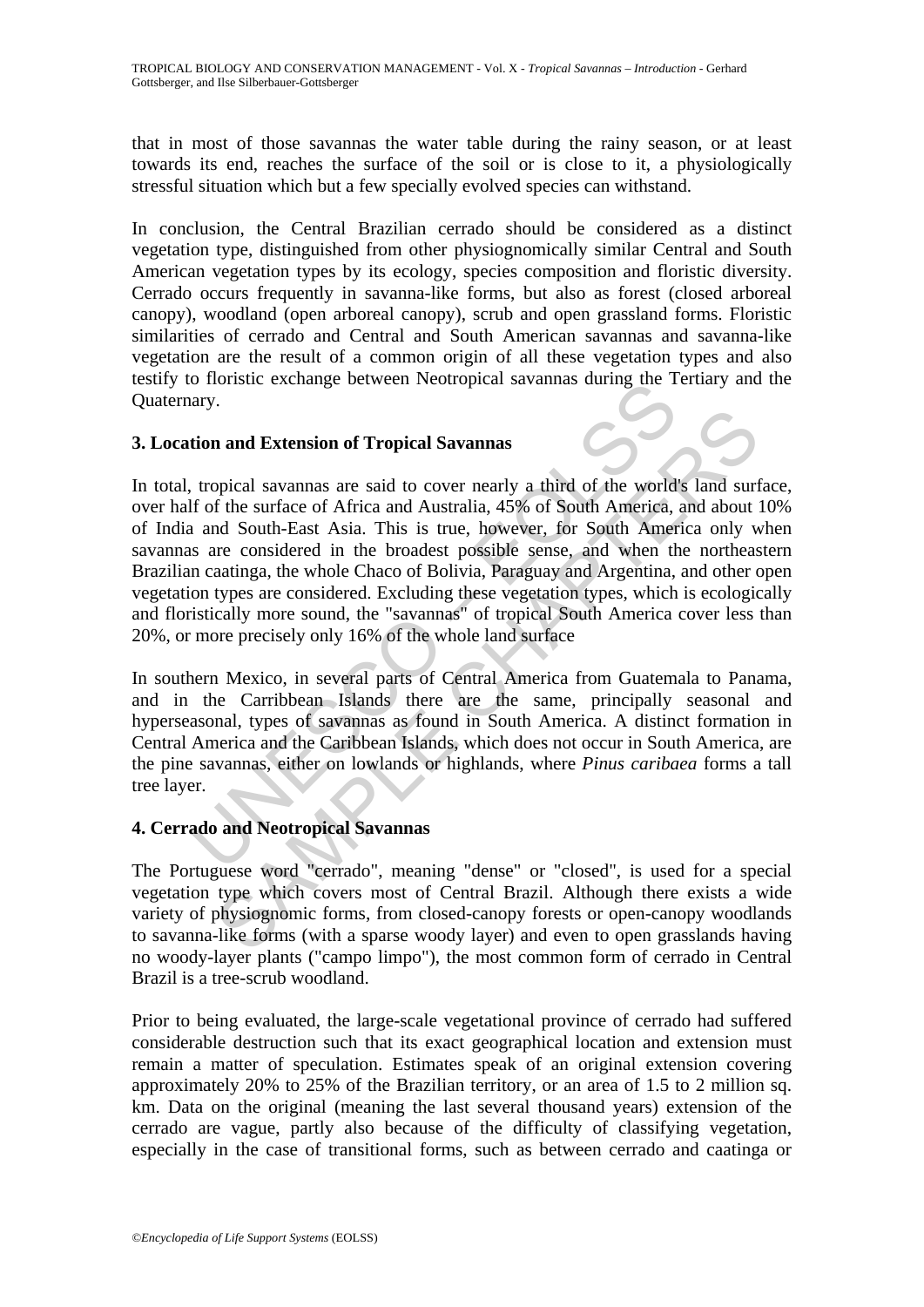that in most of those savannas the water table during the rainy season, or at least towards its end, reaches the surface of the soil or is close to it, a physiologically stressful situation which but a few specially evolved species can withstand.

In conclusion, the Central Brazilian cerrado should be considered as a distinct vegetation type, distinguished from other physiognomically similar Central and South American vegetation types by its ecology, species composition and floristic diversity. Cerrado occurs frequently in savanna-like forms, but also as forest (closed arboreal canopy), woodland (open arboreal canopy), scrub and open grassland forms. Floristic similarities of cerrado and Central and South American savannas and savanna-like vegetation are the result of a common origin of all these vegetation types and also testify to floristic exchange between Neotropical savannas during the Tertiary and the Quaternary.

## 3. Location and Extension of Tropical Savannas

In total, tropical savannas are said to cover nearly a third of the world's land surface, over half of the surface of Africa and Australia, 45% of South America, and about 10% of India and South-East Asia. This is true, however, for South America only when savannas are considered in the broadest possible sense, and when the northeastern Brazilian caatinga, the whole Chaco of Bolivia, Paraguay and Argentina, and other open vegetation types are considered. Excluding these vegetation types, which is ecologically and floristically more sound, the "savannas" of tropical South America cover less than 20%, or more precisely only 16% of the whole land surface

In southern Mexico, in several parts of Central America from Guatemala to Panama, and in the Carribbean Islands there are the same, principally seasonal and hyperseasonal, types of savannas as found in South America. A distinct formation in Central America and the Caribbean Islands, which does not occur in South America, are the pine savannas, either on lowlands or highlands, where *Pinus caribaea* forms a tall tree layer.

## 4. Cerrado and Neotropical Savannas

The Portuguese word "cerrado", meaning "dense" or "closed", is used for a special vegetation type which covers most of Central Brazil. Although there exists a wide variety of physiognomic forms, from closed-canopy forests or open-canopy woodlands to savanna-like forms (with a sparse woody layer) and even to open grasslands having no woody-layer plants ("campo limpo"), the most common form of cerrado in Central Brazil is a tree-scrub woodland.

Prior to being evaluated, the large-scale vegetational province of cerrado had suffered considerable destruction such that its exact geographical location and extension must remain a matter of speculation. Estimates speak of an original extension covering approximately 20% to 25% of the Brazilian territory, or an area of 1.5 to 2 million sq. km. Data on the original (meaning the last several thousand years) extension of the cerrado are vague, partly also because of the difficulty of classifying vegetation, especially in the case of transitional forms, such as between cerrado and caatinga or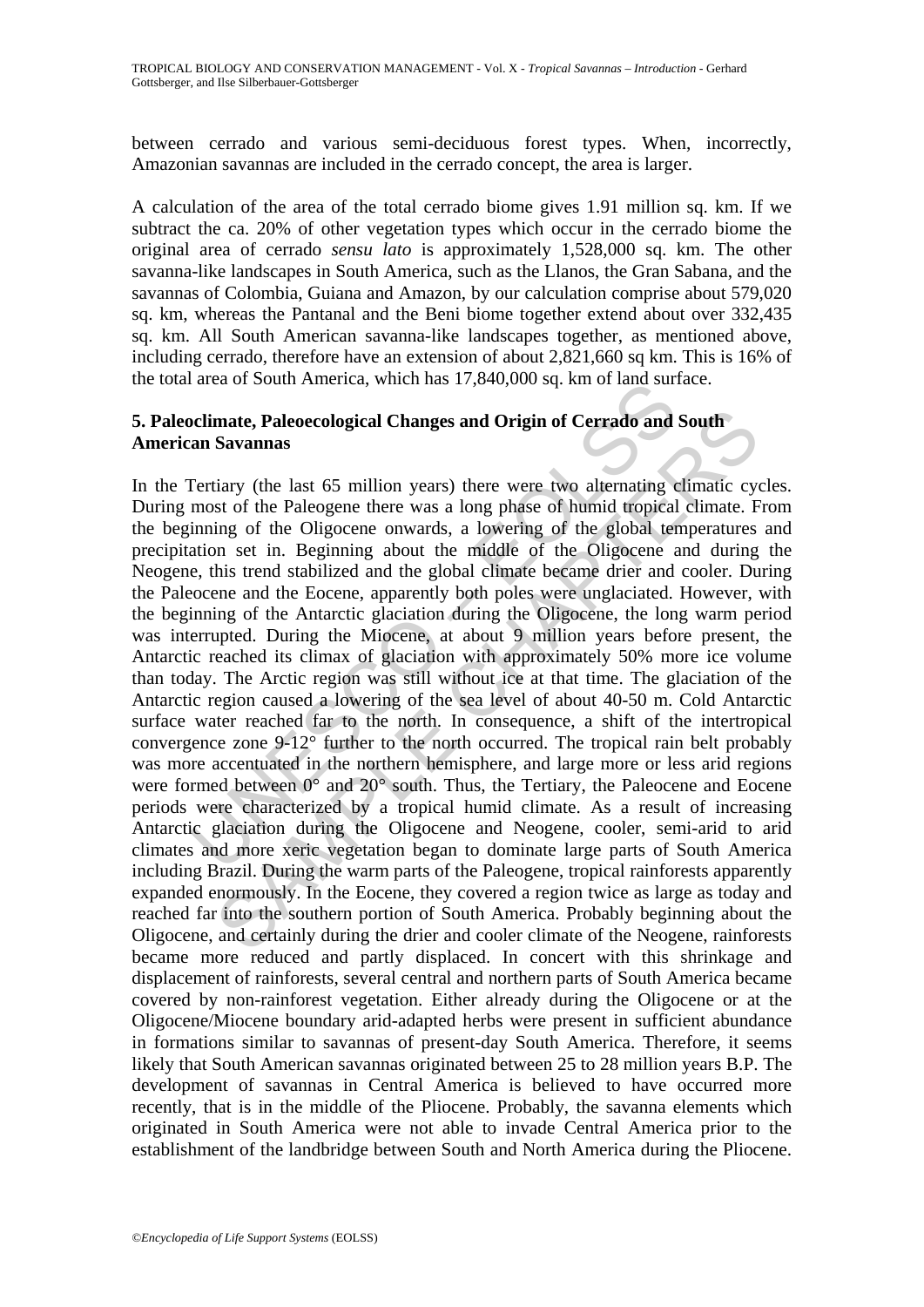between cerrado and various semi-deciduous forest types. When, incorrectly, Amazonian savannas are included in the cerrado concept, the area is larger.

A calculation of the area of the total cerrado biome gives 1.91 million sq. km. If we subtract the ca. 20% of other vegetation types which occur in the cerrado biome the original area of cerrado *sensu lato* is approximately 1,528,000 sq. km. The other savanna-like landscapes in South America, such as the Llanos, the Gran Sabana, and the savannas of Colombia, Guiana and Amazon, by our calculation comprise about 579,020 sq. km, whereas the Pantanal and the Beni biome together extend about over 332,435 sq. km. All South American savanna-like landscapes together, as mentioned above, including cerrado, therefore have an extension of about 2,821,660 sq km. This is 16% of the total area of South America, which has 17,840,000 sq. km of land surface.

## 5. Paleoclimate, Paleoecological Changes and Origin of Cerrado and South American Savannas

In the Tertiary (the last 65 million years) there were two alternating climatic cycles. During most of the Paleogene there was a long phase of humid tropical climate. From the beginning of the Oligocene onwards, a lowering of the global temperatures and precipitation set in. Beginning about the middle of the Oligocene and during the Neogene, this trend stabilized and the global climate became drier and cooler. During the Paleocene and the Eocene, apparently both poles were unglaciated. However, with the beginning of the Antarctic glaciation during the Oligocene, the long warm period was interrupted. During the Miocene, at about 9 million years before present, the Antarctic reached its climax of glaciation with approximately 50% more ice volume than today. The Arctic region was still without ice at that time. The glaciation of the Antarctic region caused a lowering of the sea level of about 40-50 m. Cold Antarctic surface water reached far to the north. In consequence, a shift of the intertropical convergence zone 9-12° further to the north occurred. The tropical rain belt probably was more accentuated in the northern hemisphere, and large more or less arid regions were formed between 0° and 20° south. Thus, the Tertiary, the Paleocene and Eocene periods were characterized by a tropical humid climate. As a result of increasing Antarctic glaciation during the Oligocene and Neogene, cooler, semi-arid to arid climates and more xeric vegetation began to dominate large parts of South America including Brazil. During the warm parts of the Paleogene, tropical rainforests apparently expanded enormously. In the Eocene, they covered a region twice as large as today and reached far into the southern portion of South America. Probably beginning about the Oligocene, and certainly during the drier and cooler climate of the Neogene, rainforests became more reduced and partly displaced. In concert with this shrinkage and displacement of rainforests, several central and northern parts of South America became covered by non-rainforest vegetation. Either already during the Oligocene or at the Oligocene/Miocene boundary arid-adapted herbs were present in sufficient abundance in formations similar to savannas of present-day South America. Therefore, it seems likely that South American savannas originated between 25 to 28 million years B.P. The development of savannas in Central America is believed to have occurred more recently, that is in the middle of the Pliocene. Probably, the savanna elements which originated in South America were not able to invade Central America prior to the establishment of the landbridge between South and North America during the Pliocene.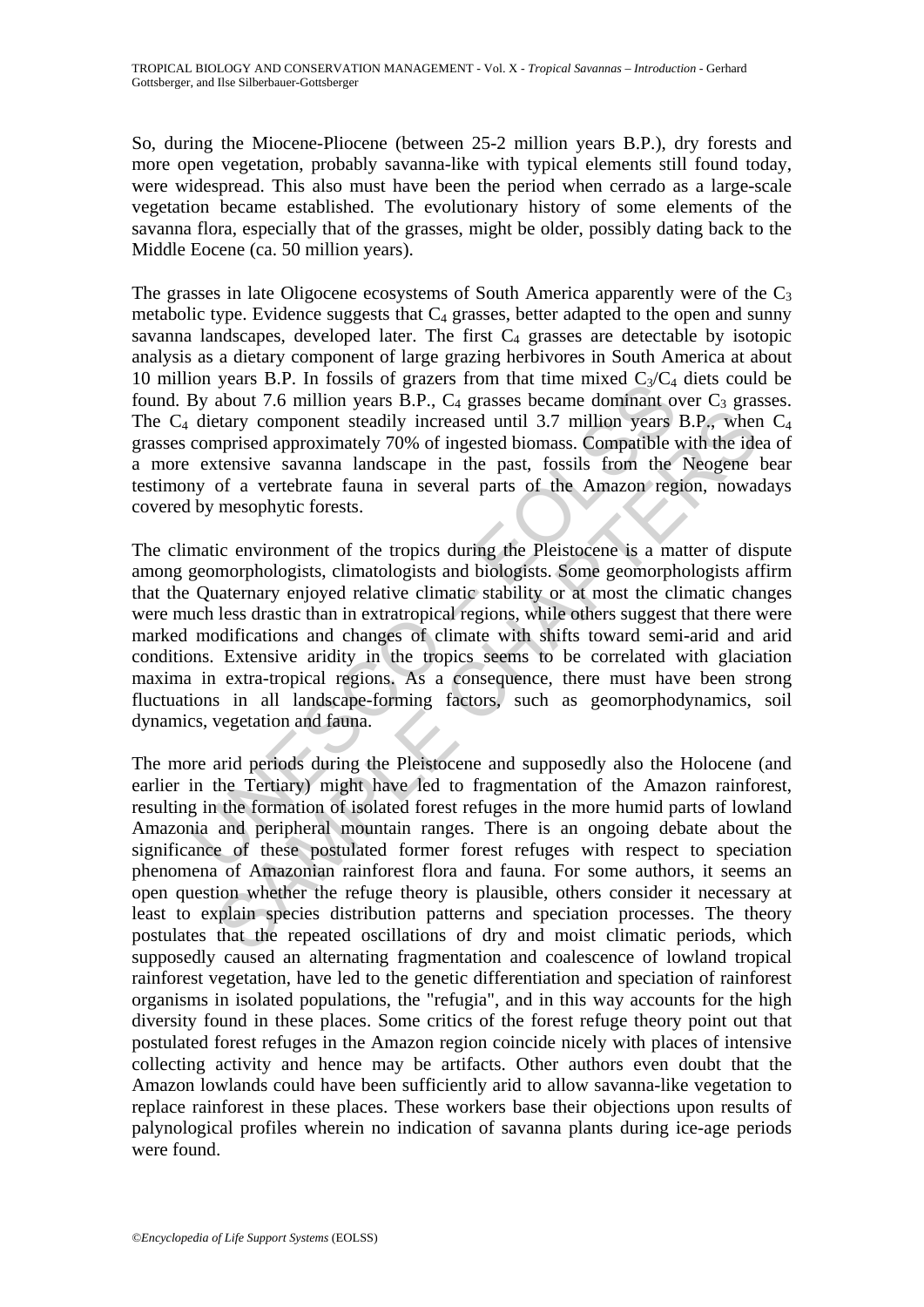So, during the Miocene-Pliocene (between 25-2 million years B.P.), dry forests and more open vegetation, probably savanna-like with typical elements still found today, were widespread. This also must have been the period when cerrado as a large-scale vegetation became established. The evolutionary history of some elements of the savanna flora, especially that of the grasses, might be older, possibly dating back to the Middle Eocene (ca. 50 million years).

The grasses in late Oligocene ecosystems of South America apparently were of the $C_3$ metabolic type. Evidence suggests that $C_4$ grasses, better adapted to the open and sunny savanna landscapes, developed later. The first $C_4$ grasses are detectable by isotopic analysis as a dietary component of large grazing herbivores in South America at about 10 million years B.P. In fossils of grazers from that time mixed $C_3/C_4$ diets could be found. By about 7.6 million years B.P., $C_4$ grasses became dominant over $C_3$ grasses. The $C_4$ dietary component steadily increased until 3.7 million years B.P., when $C_4$ grasses comprised approximately 70% of ingested biomass. Compatible with the idea of a more extensive savanna landscape in the past, fossils from the Neogene bear testimony of a vertebrate fauna in several parts of the Amazon region, nowadays covered by mesophytic forests.

The climatic environment of the tropics during the Pleistocene is a matter of dispute among geomorphologists, climatologists and biologists. Some geomorphologists affirm that the Quaternary enjoyed relative climatic stability or at most the climatic changes were much less drastic than in extratropical regions, while others suggest that there were marked modifications and changes of climate with shifts toward semi-arid and arid conditions. Extensive aridity in the tropics seems to be correlated with glaciation maxima in extra-tropical regions. As a consequence, there must have been strong fluctuations in all landscape-forming factors, such as geomorphodynamics, soil dynamics, vegetation and fauna.

The more arid periods during the Pleistocene and supposedly also the Holocene (and earlier in the Tertiary) might have led to fragmentation of the Amazon rainforest, resulting in the formation of isolated forest refuges in the more humid parts of lowland Amazonia and peripheral mountain ranges. There is an ongoing debate about the significance of these postulated former forest refuges with respect to speciation phenomena of Amazonian rainforest flora and fauna. For some authors, it seems an open question whether the refuge theory is plausible, others consider it necessary at least to explain species distribution patterns and speciation processes. The theory postulates that the repeated oscillations of dry and moist climatic periods, which supposedly caused an alternating fragmentation and coalescence of lowland tropical rainforest vegetation, have led to the genetic differentiation and speciation of rainforest organisms in isolated populations, the "refugia", and in this way accounts for the high diversity found in these places. Some critics of the forest refuge theory point out that postulated forest refuges in the Amazon region coincide nicely with places of intensive collecting activity and hence may be artifacts. Other authors even doubt that the Amazon lowlands could have been sufficiently arid to allow savanna-like vegetation to replace rainforest in these places. These workers base their objections upon results of palynological profiles wherein no indication of savanna plants during ice-age periods were found.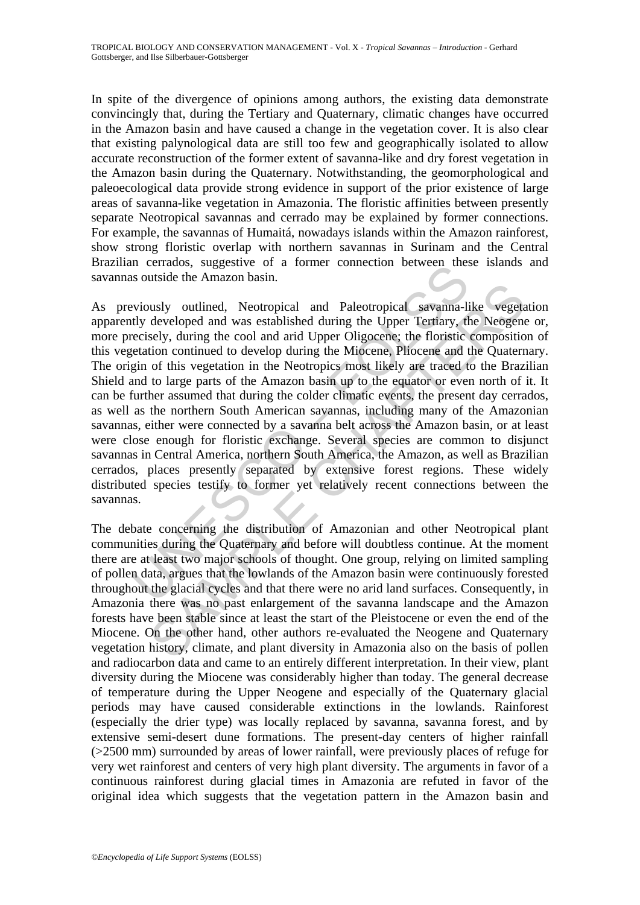In spite of the divergence of opinions among authors, the existing data demonstrate convincingly that, during the Tertiary and Quaternary, climatic changes have occurred in the Amazon basin and have caused a change in the vegetation cover. It is also clear that existing palynological data are still too few and geographically isolated to allow accurate reconstruction of the former extent of savanna-like and dry forest vegetation in the Amazon basin during the Quaternary. Notwithstanding, the geomorphological and paleoecological data provide strong evidence in support of the prior existence of large areas of savanna-like vegetation in Amazonia. The floristic affinities between presently separate Neotropical savannas and cerrado may be explained by former connections. For example, the savannas of Humaitá, nowadays islands within the Amazon rainforest, show strong floristic overlap with northern savannas in Surinam and the Central Brazilian cerrados, suggestive of a former connection between these islands and savannas outside the Amazon basin.

As previously outlined, Neotropical and Paleotropical savanna-like vegetation apparently developed and was established during the Upper Tertiary, the Neogene or, more precisely, during the cool and arid Upper Oligocene; the floristic composition of this vegetation continued to develop during the Miocene, Pliocene and the Quaternary. The origin of this vegetation in the Neotropics most likely are traced to the Brazilian Shield and to large parts of the Amazon basin up to the equator or even north of it. It can be further assumed that during the colder climatic events, the present day cerrados, as well as the northern South American savannas, including many of the Amazonian savannas, either were connected by a savanna belt across the Amazon basin, or at least were close enough for floristic exchange. Several species are common to disjunct savannas in Central America, northern South America, the Amazon, as well as Brazilian cerrados, places presently separated by extensive forest regions. These widely distributed species testify to former yet relatively recent connections between the savannas.

The debate concerning the distribution of Amazonian and other Neotropical plant communities during the Quaternary and before will doubtless continue. At the moment there are at least two major schools of thought. One group, relying on limited sampling of pollen data, argues that the lowlands of the Amazon basin were continuously forested throughout the glacial cycles and that there were no arid land surfaces. Consequently, in Amazonia there was no past enlargement of the savanna landscape and the Amazon forests have been stable since at least the start of the Pleistocene or even the end of the Miocene. On the other hand, other authors re-evaluated the Neogene and Quaternary vegetation history, climate, and plant diversity in Amazonia also on the basis of pollen and radiocarbon data and came to an entirely different interpretation. In their view, plant diversity during the Miocene was considerably higher than today. The general decrease of temperature during the Upper Neogene and especially of the Quaternary glacial periods may have caused considerable extinctions in the lowlands. Rainforest (especially the drier type) was locally replaced by savanna, savanna forest, and by extensive semi-desert dune formations. The present-day centers of higher rainfall (>2500 mm) surrounded by areas of lower rainfall, were previously places of refuge for very wet rainforest and centers of very high plant diversity. The arguments in favor of a continuous rainforest during glacial times in Amazonia are refuted in favor of the original idea which suggests that the vegetation pattern in the Amazon basin and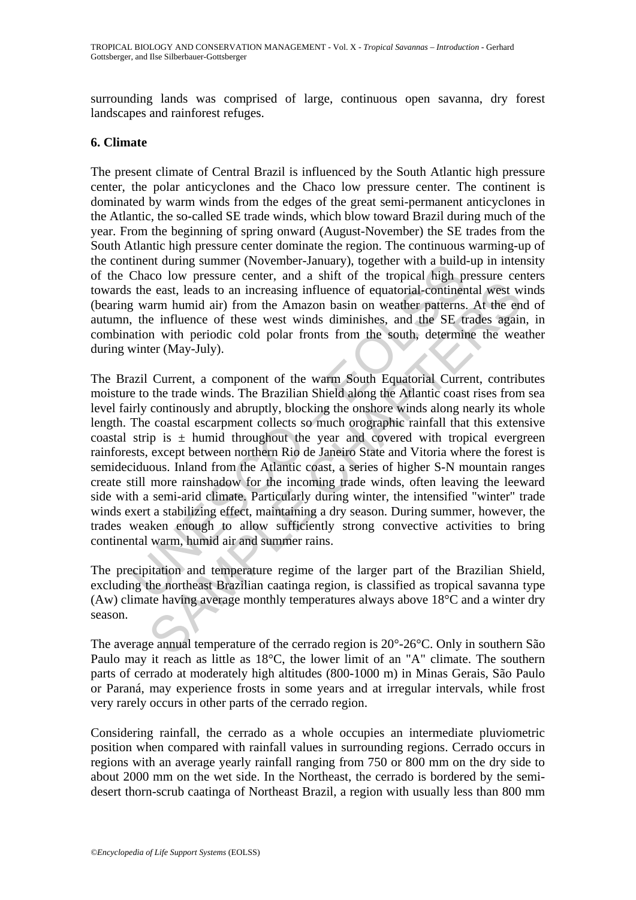surrounding lands was comprised of large, continuous open savanna, dry forest landscapes and rainforest refuges.

## 6. Climate

The present climate of Central Brazil is influenced by the South Atlantic high pressure center, the polar anticyclones and the Chaco low pressure center. The continent is dominated by warm winds from the edges of the great semi-permanent anticyclones in the Atlantic, the so-called SE trade winds, which blow toward Brazil during much of the year. From the beginning of spring onward (August-November) the SE trades from the South Atlantic high pressure center dominate the region. The continuous warming-up of the continent during summer (November-January), together with a build-up in intensity of the Chaco low pressure center, and a shift of the tropical high pressure centers towards the east, leads to an increasing influence of equatorial-continental west winds (bearing warm humid air) from the Amazon basin on weather patterns. At the end of autumn, the influence of these west winds diminishes, and the SE trades again, in combination with periodic cold polar fronts from the south, determine the weather during winter (May-July).

The Brazil Current, a component of the warm South Equatorial Current, contributes moisture to the trade winds. The Brazilian Shield along the Atlantic coast rises from sea level fairly continously and abruptly, blocking the onshore winds along nearly its whole length. The coastal escarpment collects so much orographic rainfall that this extensive coastal strip is ± humid throughout the year and covered with tropical evergreen rainforests, except between northern Rio de Janeiro State and Vitoria where the forest is semideciduous. Inland from the Atlantic coast, a series of higher S-N mountain ranges create still more rainshadow for the incoming trade winds, often leaving the leeward side with a semi-arid climate. Particularly during winter, the intensified "winter" trade winds exert a stabilizing effect, maintaining a dry season. During summer, however, the trades weaken enough to allow sufficiently strong convective activities to bring continental warm, humid air and summer rains.

The precipitation and temperature regime of the larger part of the Brazilian Shield, excluding the northeast Brazilian caatinga region, is classified as tropical savanna type (Aw) climate having average monthly temperatures always above 18°C and a winter dry season.

The average annual temperature of the cerrado region is 20°-26°C. Only in southern São Paulo may it reach as little as 18°C, the lower limit of an "A" climate. The southern parts of cerrado at moderately high altitudes (800-1000 m) in Minas Gerais, São Paulo or Paraná, may experience frosts in some years and at irregular intervals, while frost very rarely occurs in other parts of the cerrado region.

Considering rainfall, the cerrado as a whole occupies an intermediate pluviometric position when compared with rainfall values in surrounding regions. Cerrado occurs in regions with an average yearly rainfall ranging from 750 or 800 mm on the dry side to about 2000 mm on the wet side. In the Northeast, the cerrado is bordered by the semi-desert thorn-scrub caatinga of Northeast Brazil, a region with usually less than 800 mm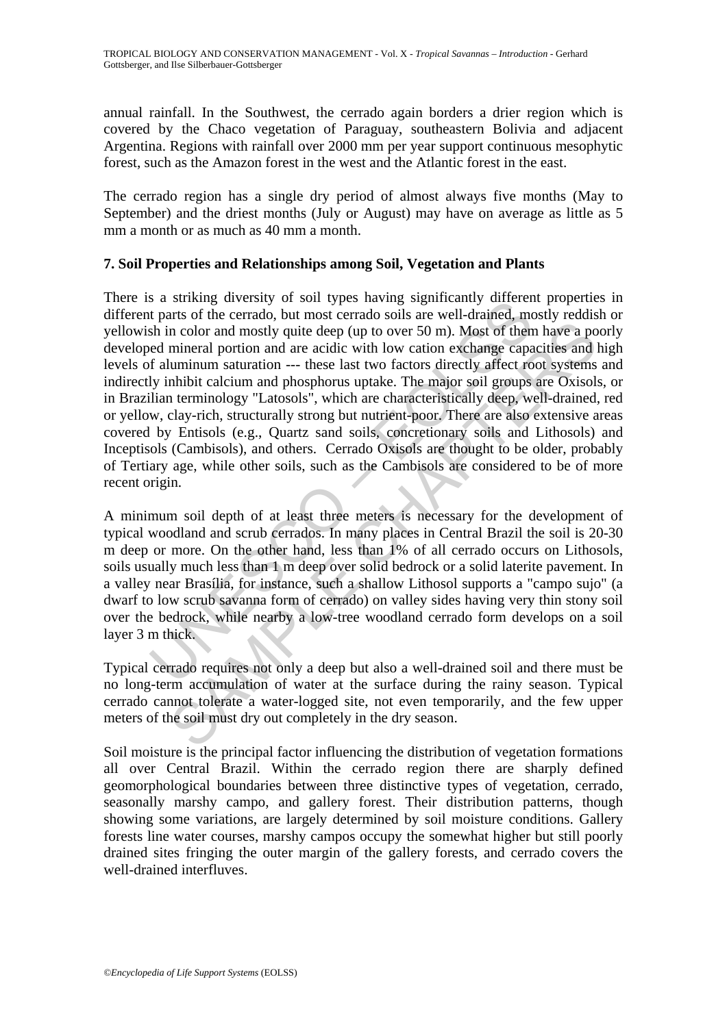annual rainfall. In the Southwest, the cerrado again borders a drier region which is covered by the Chaco vegetation of Paraguay, southeastern Bolivia and adjacent Argentina. Regions with rainfall over 2000 mm per year support continuous mesophytic forest, such as the Amazon forest in the west and the Atlantic forest in the east.

The cerrado region has a single dry period of almost always five months (May to September) and the driest months (July or August) may have on average as little as 5 mm a month or as much as 40 mm a month.

## 7. Soil Properties and Relationships among Soil, Vegetation and Plants

There is a striking diversity of soil types having significantly different properties in different parts of the cerrado, but most cerrado soils are well-drained, mostly reddish or yellowish in color and mostly quite deep (up to over 50 m). Most of them have a poorly developed mineral portion and are acidic with low cation exchange capacities and high levels of aluminum saturation --- these last two factors directly affect root systems and indirectly inhibit calcium and phosphorus uptake. The major soil groups are Oxisols, or in Brazilian terminology "Latosols", which are characteristically deep, well-drained, red or yellow, clay-rich, structurally strong but nutrient-poor. There are also extensive areas covered by Entisols (e.g., Quartz sand soils, concretionary soils and Lithosols) and Inceptisols (Cambisols), and others. Cerrado Oxisols are thought to be older, probably of Tertiary age, while other soils, such as the Cambisols are considered to be of more recent origin.

A minimum soil depth of at least three meters is necessary for the development of typical woodland and scrub cerrados. In many places in Central Brazil the soil is 20-30 m deep or more. On the other hand, less than 1% of all cerrado occurs on Lithosols, soils usually much less than 1 m deep over solid bedrock or a solid laterite pavement. In a valley near Brasília, for instance, such a shallow Lithosol supports a "campo sujo" (a dwarf to low scrub savanna form of cerrado) on valley sides having very thin stony soil over the bedrock, while nearby a low-tree woodland cerrado form develops on a soil layer 3 m thick.

Typical cerrado requires not only a deep but also a well-drained soil and there must be no long-term accumulation of water at the surface during the rainy season. Typical cerrado cannot tolerate a water-logged site, not even temporarily, and the few upper meters of the soil must dry out completely in the dry season.

Soil moisture is the principal factor influencing the distribution of vegetation formations all over Central Brazil. Within the cerrado region there are sharply defined geomorphological boundaries between three distinctive types of vegetation, cerrado, seasonally marshy campo, and gallery forest. Their distribution patterns, though showing some variations, are largely determined by soil moisture conditions. Gallery forests line water courses, marshy campos occupy the somewhat higher but still poorly drained sites fringing the outer margin of the gallery forests, and cerrado covers the well-drained interfluves.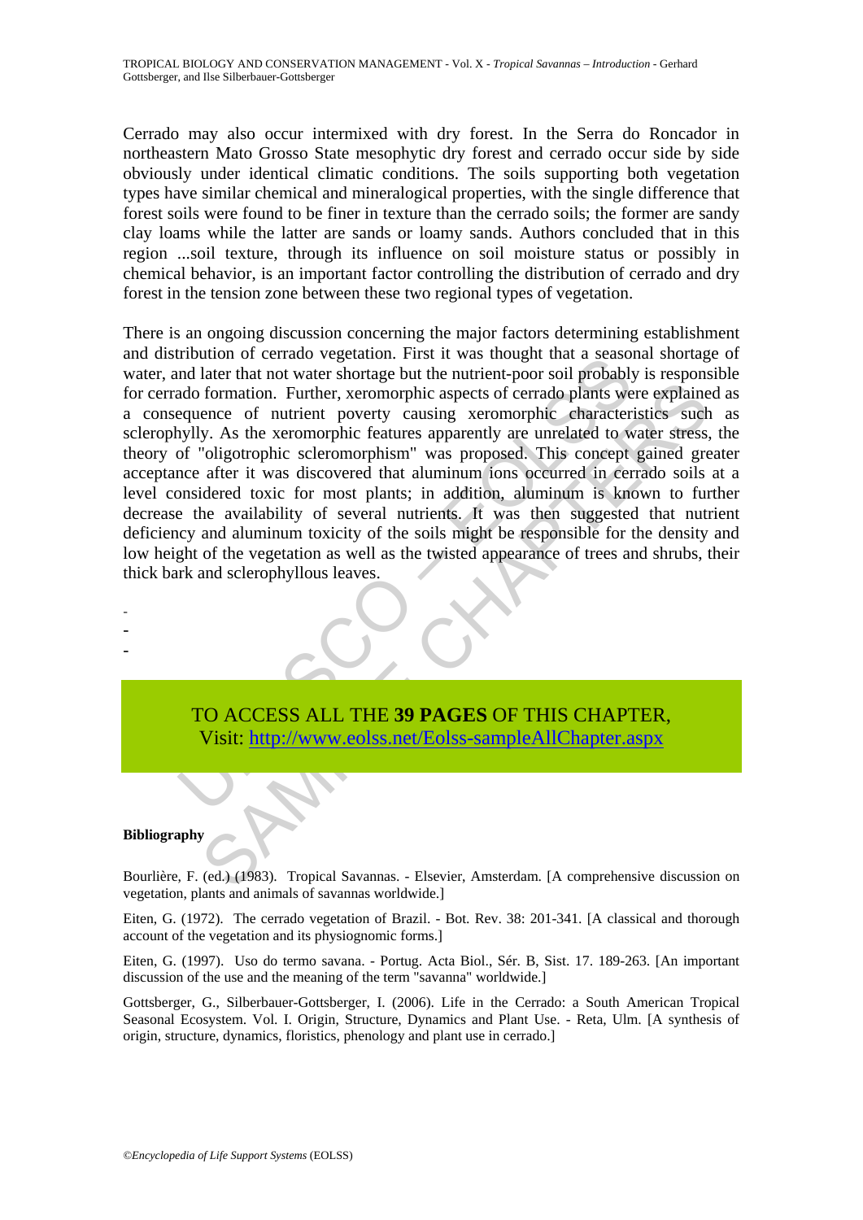Cerrado may also occur intermixed with dry forest. In the Serra do Roncador in northeastern Mato Grosso State mesophytic dry forest and cerrado occur side by side obviously under identical climatic conditions. The soils supporting both vegetation types have similar chemical and mineralogical properties, with the single difference that forest soils were found to be finer in texture than the cerrado soils; the former are sandy clay loams while the latter are sands or loamy sands. Authors concluded that in this region ...soil texture, through its influence on soil moisture status or possibly in chemical behavior, is an important factor controlling the distribution of cerrado and dry forest in the tension zone between these two regional types of vegetation.

There is an ongoing discussion concerning the major factors determining establishment and distribution of cerrado vegetation. First it was thought that a seasonal shortage of water, and later that not water shortage but the nutrient-poor soil probably is responsible for cerrado formation. Further, xeromorphic aspects of cerrado plants were explained as a consequence of nutrient poverty causing xeromorphic characteristics such as sclerophylly. As the xeromorphic features apparently are unrelated to water stress, the theory of "oligotrophic scleromorphism" was proposed. This concept gained greater acceptance after it was discovered that aluminum ions occurred in cerrado soils at a level considered toxic for most plants; in addition, aluminum is known to further decrease the availability of several nutrients. It was then suggested that nutrient deficiency and aluminum toxicity of the soils might be responsible for the density and low height of the vegetation as well as the twisted appearance of trees and shrubs, their thick bark and sclerophyllous leaves.

-
-
-

TO ACCESS ALL THE **39 PAGES** OF THIS CHAPTER,
Visit: http://www.eolss.net/Eolss-sampleAllChapter.aspx

**Bibliography**

Bourlière, F. (ed.) (1983). Tropical Savannas. - Elsevier, Amsterdam. [A comprehensive discussion on vegetation, plants and animals of savannas worldwide.]

Eiten, G. (1972). The cerrado vegetation of Brazil. - Bot. Rev. 38: 201-341. [A classical and thorough account of the vegetation and its physiognomic forms.]

Eiten, G. (1997). Uso do termo savana. - Portug. Acta Biol., Sér. B, Sist. 17. 189-263. [An important discussion of the use and the meaning of the term "savanna" worldwide.]

Gottsberger, G., Silberbauer-Gottsberger, I. (2006). Life in the Cerrado: a South American Tropical Seasonal Ecosystem. Vol. I. Origin, Structure, Dynamics and Plant Use. - Reta, Ulm. [A synthesis of origin, structure, dynamics, floristics, phenology and plant use in cerrado.]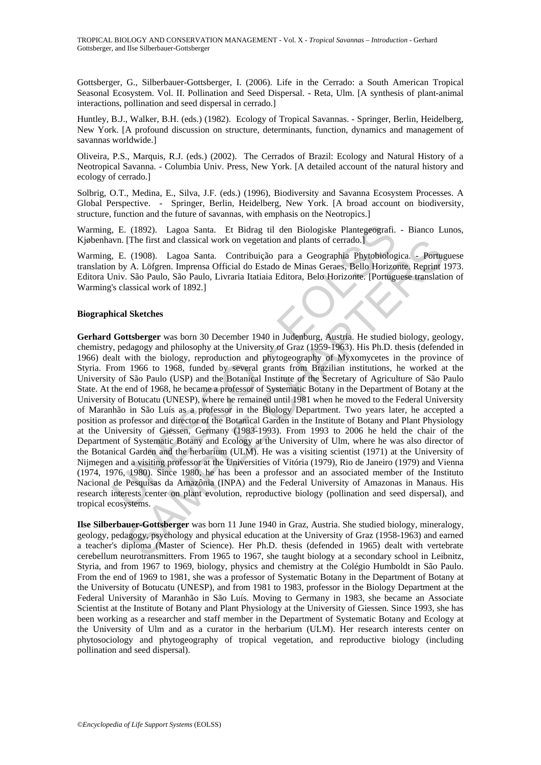Gottsberger, G., Silberbauer-Gottsberger, I. (2006). Life in the Cerrado: a South American Tropical Seasonal Ecosystem. Vol. II. Pollination and Seed Dispersal. - Reta, Ulm. [A synthesis of plant-animal interactions, pollination and seed dispersal in cerrado.]

Huntley, B.J., Walker, B.H. (eds.) (1982). Ecology of Tropical Savannas. - Springer, Berlin, Heidelberg, New York. [A profound discussion on structure, determinants, function, dynamics and management of savannas worldwide.]

Oliveira, P.S., Marquis, R.J. (eds.) (2002). The Cerrados of Brazil: Ecology and Natural History of a Neotropical Savanna. - Columbia Univ. Press, New York. [A detailed account of the natural history and ecology of cerrado.]

Solbrig, O.T., Medina, E., Silva, J.F. (eds.) (1996), Biodiversity and Savanna Ecosystem Processes. A Global Perspective. - Springer, Berlin, Heidelberg, New York. [A broad account on biodiversity, structure, function and the future of savannas, with emphasis on the Neotropics.]

Warming, E. (1892). Lagoa Santa. Et Bidrag til den Biologiske Plantegeografi. - Bianco Lunos, Kjøbenhavn. [The first and classical work on vegetation and plants of cerrado.]

Warming, E. (1908). Lagoa Santa. Contribuição para a Geographia Phytobiologica. - Portuguese translation by A. Löfgren. Imprensa Official do Estado de Minas Geraes, Bello Horizonte. Reprint 1973. Editora Univ. São Paulo, São Paulo, Livraria Itatiaia Editora, Belo Horizonte. [Portuguese translation of Warming's classical work of 1892.]

**Biographical Sketches**

**Gerhard Gottsberger** was born 30 December 1940 in Judenburg, Austria. He studied biology, geology, chemistry, pedagogy and philosophy at the University of Graz (1959-1963). His Ph.D. thesis (defended in 1966) dealt with the biology, reproduction and phytogeography of Myxomycetes in the province of Styria. From 1966 to 1968, funded by several grants from Brazilian institutions, he worked at the University of São Paulo (USP) and the Botanical Institute of the Secretary of Agriculture of São Paulo State. At the end of 1968, he became a professor of Systematic Botany in the Department of Botany at the University of Botucatu (UNESP), where he remained until 1981 when he moved to the Federal University of Maranhão in São Luís as a professor in the Biology Department. Two years later, he accepted a position as professor and director of the Botanical Garden in the Institute of Botany and Plant Physiology at the University of Giessen, Germany (1983-1993). From 1993 to 2006 he held the chair of the Department of Systematic Botany and Ecology at the University of Ulm, where he was also director of the Botanical Garden and the herbarium (ULM). He was a visiting scientist (1971) at the University of Nijmegen and a visiting professor at the Universities of Vitória (1979), Rio de Janeiro (1979) and Vienna (1974, 1976, 1980). Since 1980, he has been a professor and an associated member of the Instituto Nacional de Pesquisas da Amazônia (INPA) and the Federal University of Amazonas in Manaus. His research interests center on plant evolution, reproductive biology (pollination and seed dispersal), and tropical ecosystems.

**Ilse Silberbauer-Gottsberger** was born 11 June 1940 in Graz, Austria. She studied biology, mineralogy, geology, pedagogy, psychology and physical education at the University of Graz (1958-1963) and earned a teacher's diploma (Master of Science). Her Ph.D. thesis (defended in 1965) dealt with vertebrate cerebellum neurotransmitters. From 1965 to 1967, she taught biology at a secondary school in Leibnitz, Styria, and from 1967 to 1969, biology, physics and chemistry at the Colégio Humboldt in São Paulo. From the end of 1969 to 1981, she was a professor of Systematic Botany in the Department of Botany at the University of Botucatu (UNESP), and from 1981 to 1983, professor in the Biology Department at the Federal University of Maranhão in São Luís. Moving to Germany in 1983, she became an Associate Scientist at the Institute of Botany and Plant Physiology at the University of Giessen. Since 1993, she has been working as a researcher and staff member in the Department of Systematic Botany and Ecology at the University of Ulm and as a curator in the herbarium (ULM). Her research interests center on phytosociology and phytogeography of tropical vegetation, and reproductive biology (including pollination and seed dispersal).